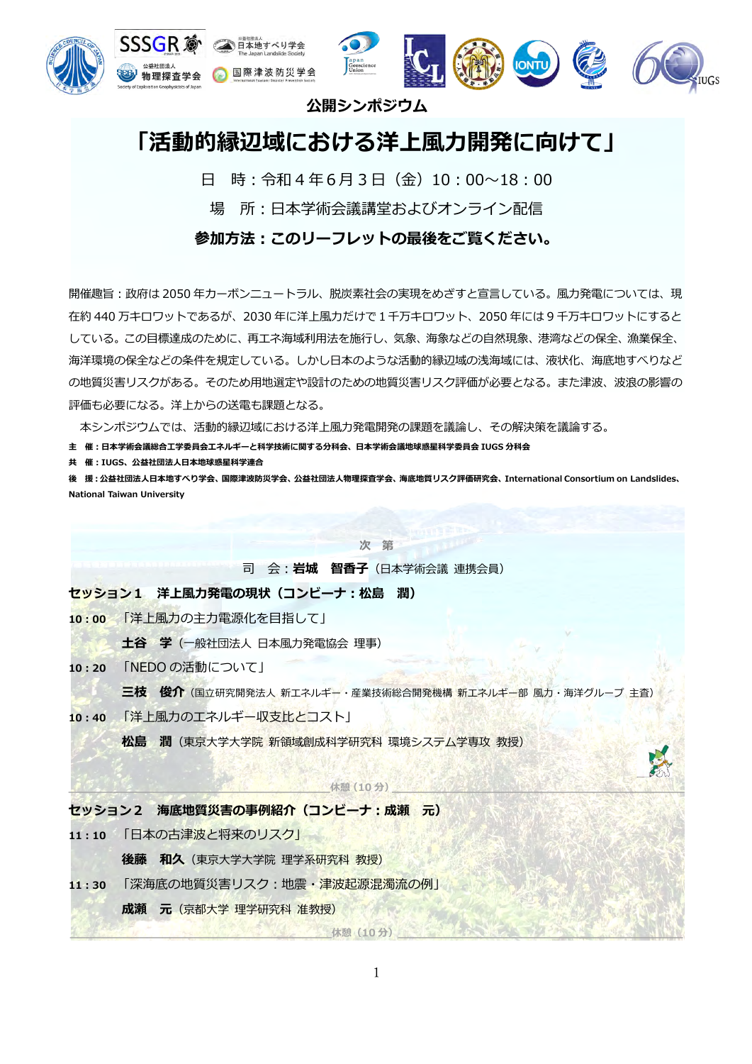公開シンポジウム

# 「活動的縁辺域における洋上風力開発に向けて」

日　時：令和４年６月３日（金）10：00〜18：00

場　所：日本学術会議講堂およびオンライン配信

**参加方法：このリーフレットの最後をご覧ください。**

開催趣旨：政府は 2050 年カーボンニュートラル、脱炭素社会の実現をめざすと宣言している。風力発電については、現在約 440 万キロワットであるが、2030 年に洋上風力だけで１千万キロワット、2050 年には９千万キロワットにするとしている。この目標達成のために、再エネ海域利用法を施行し、気象、海象などの自然現象、港湾などの保全、漁業保全、海洋環境の保全などの条件を規定している。しかし日本のような活動的縁辺域の浅海域には、液状化、海底地すべりなどの地質災害リスクがある。そのため用地選定や設計のための地質災害リスク評価が必要となる。また津波、波浪の影響の評価も必要になる。洋上からの送電も課題となる。

本シンポジウムでは、活動的縁辺域における洋上風力発電開発の課題を議論し、その解決策を議論する。

**主　催：日本学術会議総合工学委員会エネルギーと科学技術に関する分科会、日本学術会議地球惑星科学委員会 IUGS 分科会**

**共　催：IUGS、公益社団法人日本地球惑星科学連合**

**後　援：公益社団法人日本地すべり学会、国際津波防災学会、公益社団法人物理探査学会、海底地質リスク評価研究会、International Consortium on Landslides、National Taiwan University**

## 次　第

司　会：**岩城　智香子**（日本学術会議 連携会員）

### セッション１　洋上風力発電の現状（コンビーナ：松島　潤）

**10：00**　「洋上風力の主力電源化を目指して」

**土谷　学**（一般社団法人 日本風力発電協会 理事）

**10：20**　「NEDO の活動について」

**三枝　俊介**（国立研究開発法人 新エネルギー・産業技術総合開発機構 新エネルギー部 風力・海洋グループ 主査）

**10：40**　「洋上風力のエネルギー収支比とコスト」

**松島　潤**（東京大学大学院 新領域創成科学研究科 環境システム学専攻 教授）

休憩（10 分）

### セッション２　海底地質災害の事例紹介（コンビーナ：成瀬　元）

**11：10**　「日本の古津波と将来のリスク」

**後藤　和久**（東京大学大学院 理学系研究科 教授）

**11：30**　「深海底の地質災害リスク：地震・津波起源混濁流の例」

**成瀬　元**（京都大学 理学研究科 准教授）

休憩（10 分）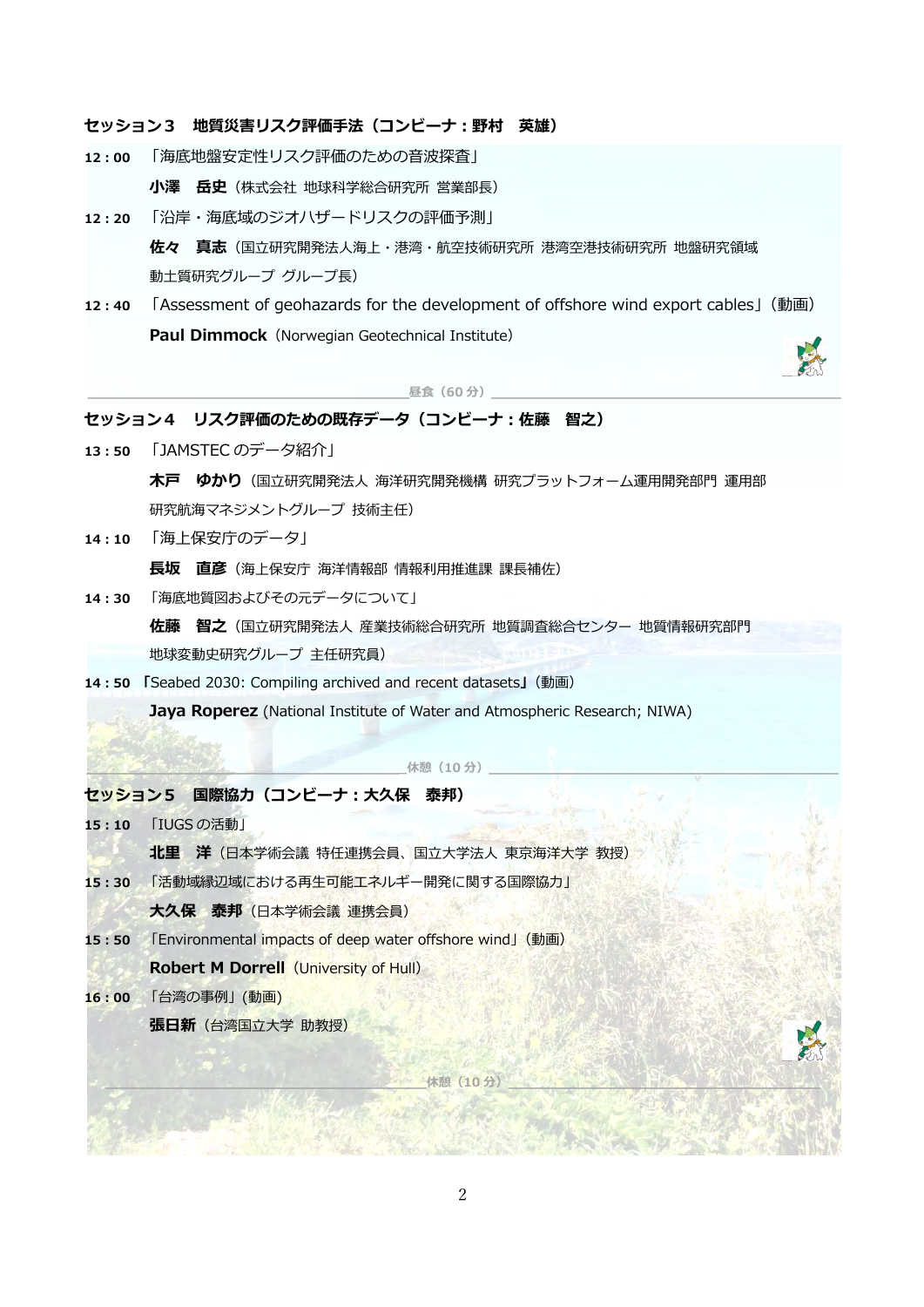### セッション３　地質災害リスク評価手法（コンビーナ：野村　英雄）

**12：00**　「海底地盤安定性リスク評価のための音波探査」

**小澤　岳史**（株式会社 地球科学総合研究所 営業部長）

**12：20**　「沿岸・海底域のジオハザードリスクの評価予測」

**佐々　真志**（国立研究開発法人海上・港湾・航空技術研究所 港湾空港技術研究所 地盤研究領域 動土質研究グループ グループ長）

**12：40**　「Assessment of geohazards for the development of offshore wind export cables」（動画）

**Paul Dimmock**（Norwegian Geotechnical Institute）

昼食（60 分）

### セッション４　リスク評価のための既存データ（コンビーナ：佐藤　智之）

**13：50**　「JAMSTEC のデータ紹介」

**木戸　ゆかり**（国立研究開発法人 海洋研究開発機構 研究プラットフォーム運用開発部門 運用部 研究航海マネジメントグループ 技術主任）

**14：10**　「海上保安庁のデータ」

**長坂　直彦**（海上保安庁 海洋情報部 情報利用推進課 課長補佐）

**14：30**　「海底地質図およびその元データについて」

**佐藤　智之**（国立研究開発法人 産業技術総合研究所 地質調査総合センター 地質情報研究部門 地球変動史研究グループ 主任研究員）

**14：50**　「Seabed 2030: Compiling archived and recent datasets」（動画）

**Jaya Roperez** (National Institute of Water and Atmospheric Research; NIWA)

休憩（10 分）

### セッション５　国際協力（コンビーナ：大久保　泰邦）

**15：10**　「IUGS の活動」

**北里　洋**（日本学術会議 特任連携会員、国立大学法人 東京海洋大学 教授）

**15：30**　「活動域縁辺域における再生可能エネルギー開発に関する国際協力」

**大久保　泰邦**（日本学術会議 連携会員）

**15：50**　「Environmental impacts of deep water offshore wind」（動画）

**Robert M Dorrell**（University of Hull）

**16：00**　「台湾の事例」（動画）

**張日新**（台湾国立大学 助教授）

休憩（10 分）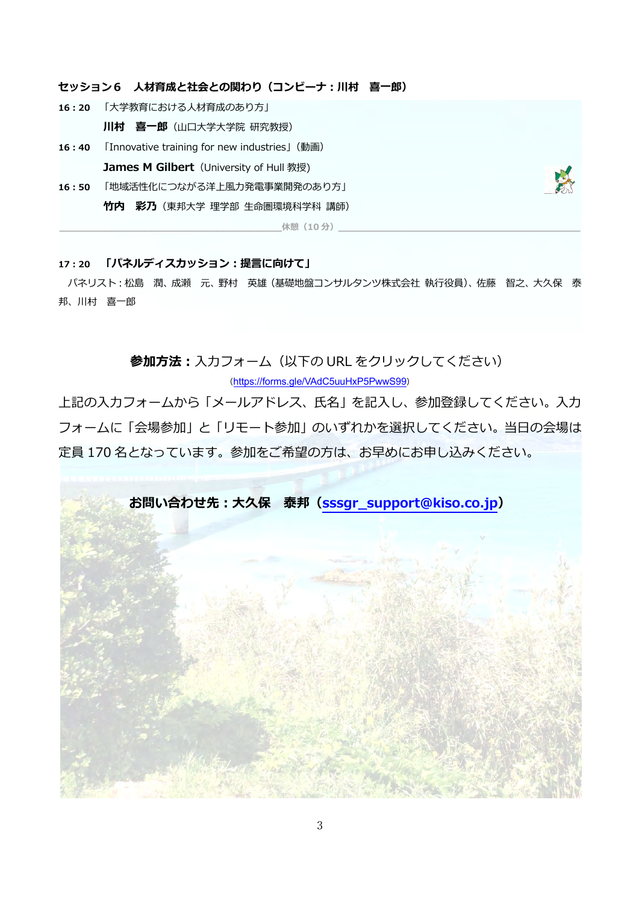**セッション6　人材育成と社会との関わり（コンビーナ：川村　喜一郎）**

**16：20**　「大学教育における人材育成のあり方」

**川村　喜一郎**（山口大学大学院 研究教授）

**16：40**　「Innovative training for new industries」（動画）

**James M Gilbert**（University of Hull 教授）

**16：50**　「地域活性化につながる洋上風力発電事業開発のあり方」

**竹内　彩乃**（東邦大学 理学部 生命圏環境科学科 講師）

休憩（10 分）

**17：20　「パネルディスカッション：提言に向けて」**

パネリスト：松島　潤、成瀬　元、野村　英雄（基礎地盤コンサルタンツ株式会社 執行役員）、佐藤　智之、大久保　泰邦、川村　喜一郎

**参加方法：**入力フォーム（以下の URL をクリックしてください）

(https://forms.gle/VAdC5uuHxP5PwwS99)

上記の入力フォームから「メールアドレス、氏名」を記入し、参加登録してください。入力フォームに「会場参加」と「リモート参加」のいずれかを選択してください。当日の会場は定員 170 名となっています。参加をご希望の方は、お早めにお申し込みください。

**お問い合わせ先：大久保　泰邦（sssgr_support@kiso.co.jp）**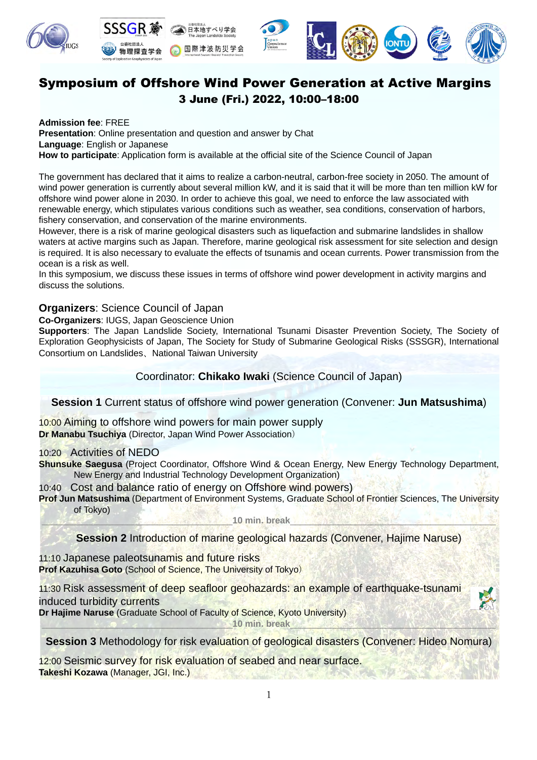# Symposium of Offshore Wind Power Generation at Active Margins

## 3 June (Fri.) 2022, 10:00–18:00

**Admission fee**: FREE
**Presentation**: Online presentation and question and answer by Chat
**Language**: English or Japanese
**How to participate**: Application form is available at the official site of the Science Council of Japan

The government has declared that it aims to realize a carbon-neutral, carbon-free society in 2050. The amount of wind power generation is currently about several million kW, and it is said that it will be more than ten million kW for offshore wind power alone in 2030. In order to achieve this goal, we need to enforce the law associated with renewable energy, which stipulates various conditions such as weather, sea conditions, conservation of harbors, fishery conservation, and conservation of the marine environments.
However, there is a risk of marine geological disasters such as liquefaction and submarine landslides in shallow waters at active margins such as Japan. Therefore, marine geological risk assessment for site selection and design is required. It is also necessary to evaluate the effects of tsunamis and ocean currents. Power transmission from the ocean is a risk as well.
In this symposium, we discuss these issues in terms of offshore wind power development in activity margins and discuss the solutions.

**Organizers**: Science Council of Japan
**Co-Organizers**: IUGS, Japan Geoscience Union
**Supporters**: The Japan Landslide Society, International Tsunami Disaster Prevention Society, The Society of Exploration Geophysicists of Japan, The Society for Study of Submarine Geological Risks (SSSGR), International Consortium on Landslides、National Taiwan University

Coordinator: **Chikako Iwaki** (Science Council of Japan)

### **Session 1** Current status of offshore wind power generation (Convener: **Jun Matsushima**)

10:00 Aiming to offshore wind powers for main power supply
**Dr Manabu Tsuchiya** (Director, Japan Wind Power Association)

10:20 Activities of NEDO
**Shunsuke Saegusa** (Project Coordinator, Offshore Wind & Ocean Energy, New Energy Technology Department, New Energy and Industrial Technology Development Organization)

10:40 Cost and balance ratio of energy on Offshore wind powers)
**Prof Jun Matsushima** (Department of Environment Systems, Graduate School of Frontier Sciences, The University of Tokyo)

10 min. break

### **Session 2** Introduction of marine geological hazards (Convener, Hajime Naruse)

11:10 Japanese paleotsunamis and future risks
**Prof Kazuhisa Goto** (School of Science, The University of Tokyo)

11:30 Risk assessment of deep seafloor geohazards: an example of earthquake-tsunami induced turbidity currents
**Dr Hajime Naruse** (Graduate School of Faculty of Science, Kyoto University)

10 min. break

### **Session 3** Methodology for risk evaluation of geological disasters (Convener: Hideo Nomura)

12:00 Seismic survey for risk evaluation of seabed and near surface.
**Takeshi Kozawa** (Manager, JGI, Inc.)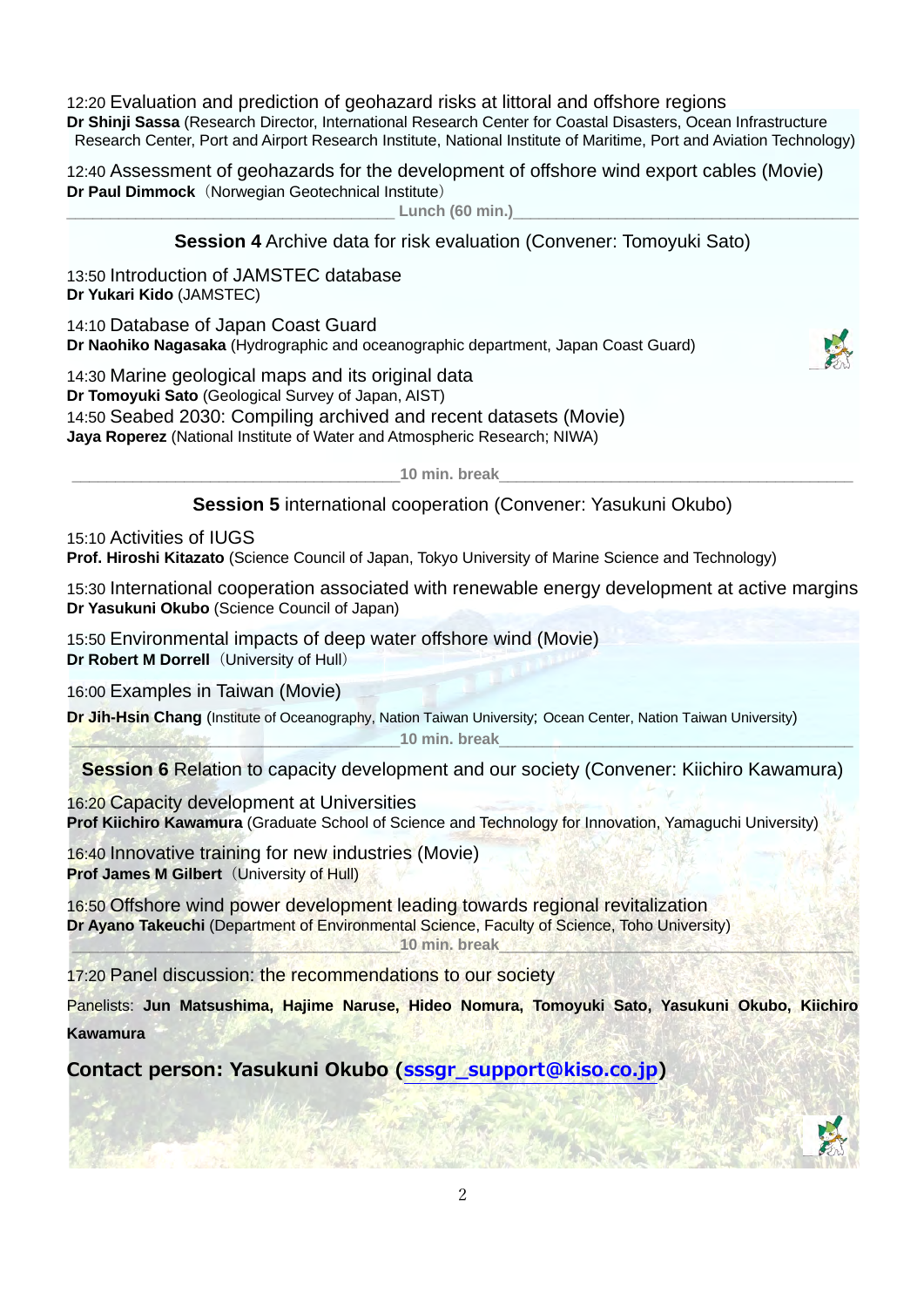12:20 Evaluation and prediction of geohazard risks at littoral and offshore regions
**Dr Shinji Sassa** (Research Director, International Research Center for Coastal Disasters, Ocean Infrastructure Research Center, Port and Airport Research Institute, National Institute of Maritime, Port and Aviation Technology)

12:40 Assessment of geohazards for the development of offshore wind export cables (Movie)
**Dr Paul Dimmock**（Norwegian Geotechnical Institute）

Lunch (60 min.)

**Session 4** Archive data for risk evaluation (Convener: Tomoyuki Sato)

13:50 Introduction of JAMSTEC database
**Dr Yukari Kido** (JAMSTEC)

14:10 Database of Japan Coast Guard
**Dr Naohiko Nagasaka** (Hydrographic and oceanographic department, Japan Coast Guard)

14:30 Marine geological maps and its original data
**Dr Tomoyuki Sato** (Geological Survey of Japan, AIST)

14:50 Seabed 2030: Compiling archived and recent datasets (Movie)
**Jaya Roperez** (National Institute of Water and Atmospheric Research; NIWA)

10 min. break

**Session 5** international cooperation (Convener: Yasukuni Okubo)

15:10 Activities of IUGS
**Prof. Hiroshi Kitazato** (Science Council of Japan, Tokyo University of Marine Science and Technology)

15:30 International cooperation associated with renewable energy development at active margins
**Dr Yasukuni Okubo** (Science Council of Japan)

15:50 Environmental impacts of deep water offshore wind (Movie)
**Dr Robert M Dorrell**（University of Hull）

16:00 Examples in Taiwan (Movie)
**Dr Jih-Hsin Chang** (Institute of Oceanography, Nation Taiwan University; Ocean Center, Nation Taiwan University)

10 min. break

**Session 6** Relation to capacity development and our society (Convener: Kiichiro Kawamura)

16:20 Capacity development at Universities
**Prof Kiichiro Kawamura** (Graduate School of Science and Technology for Innovation, Yamaguchi University)

16:40 Innovative training for new industries (Movie)
**Prof James M Gilbert**（University of Hull）

16:50 Offshore wind power development leading towards regional revitalization
**Dr Ayano Takeuchi** (Department of Environmental Science, Faculty of Science, Toho University)

10 min. break

17:20 Panel discussion: the recommendations to our society

Panelists: **Jun Matsushima, Hajime Naruse, Hideo Nomura, Tomoyuki Sato, Yasukuni Okubo, Kiichiro Kawamura**

**Contact person: Yasukuni Okubo (sssgr_support@kiso.co.jp)**